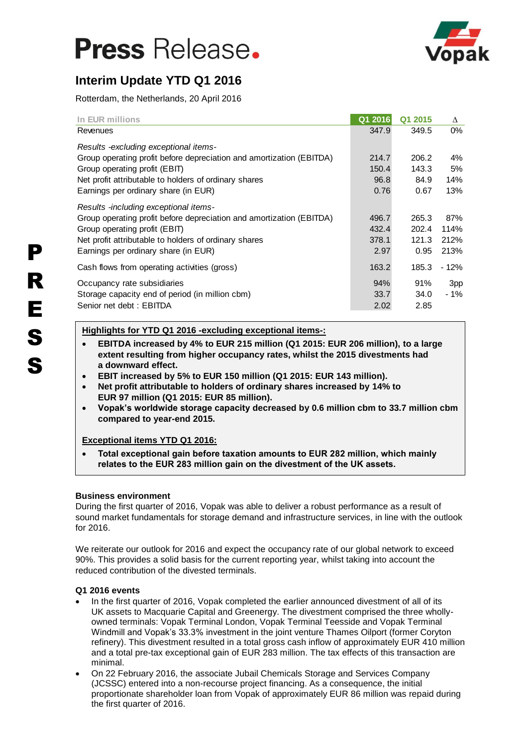# Press Release.

## Interim Update YTD Q1 2016

Rotterdam, the Netherlands, 20 April 2016

| In EUR millions | Q1 2016 | Q1 2015 | Δ |
|---|---|---|---|
| Revenues | 347.9 | 349.5 | 0% |
| *Results -excluding exceptional items-* | | | |
| Group operating profit before depreciation and amortization (EBITDA) | 214.7 | 206.2 | 4% |
| Group operating profit (EBIT) | 150.4 | 143.3 | 5% |
| Net profit attributable to holders of ordinary shares | 96.8 | 84.9 | 14% |
| Earnings per ordinary share (in EUR) | 0.76 | 0.67 | 13% |
| *Results -including exceptional items-* | | | |
| Group operating profit before depreciation and amortization (EBITDA) | 496.7 | 265.3 | 87% |
| Group operating profit (EBIT) | 432.4 | 202.4 | 114% |
| Net profit attributable to holders of ordinary shares | 378.1 | 121.3 | 212% |
| Earnings per ordinary share (in EUR) | 2.97 | 0.95 | 213% |
| Cash flows from operating activities (gross) | 163.2 | 185.3 | - 12% |
| Occupancy rate subsidiaries | 94% | 91% | 3pp |
| Storage capacity end of period (in million cbm) | 33.7 | 34.0 | - 1% |
| Senior net debt : EBITDA | 2.02 | 2.85 | |

**Highlights for YTD Q1 2016 -excluding exceptional items-:**

- **EBITDA increased by 4% to EUR 215 million (Q1 2015: EUR 206 million), to a large extent resulting from higher occupancy rates, whilst the 2015 divestments had a downward effect.**
- **EBIT increased by 5% to EUR 150 million (Q1 2015: EUR 143 million).**
- **Net profit attributable to holders of ordinary shares increased by 14% to EUR 97 million (Q1 2015: EUR 85 million).**
- **Vopak's worldwide storage capacity decreased by 0.6 million cbm to 33.7 million cbm compared to year-end 2015.**

**Exceptional items YTD Q1 2016:**

- **Total exceptional gain before taxation amounts to EUR 282 million, which mainly relates to the EUR 283 million gain on the divestment of the UK assets.**

**Business environment**

During the first quarter of 2016, Vopak was able to deliver a robust performance as a result of sound market fundamentals for storage demand and infrastructure services, in line with the outlook for 2016.

We reiterate our outlook for 2016 and expect the occupancy rate of our global network to exceed 90%. This provides a solid basis for the current reporting year, whilst taking into account the reduced contribution of the divested terminals.

**Q1 2016 events**

- In the first quarter of 2016, Vopak completed the earlier announced divestment of all of its UK assets to Macquarie Capital and Greenergy. The divestment comprised the three wholly-owned terminals: Vopak Terminal London, Vopak Terminal Teesside and Vopak Terminal Windmill and Vopak's 33.3% investment in the joint venture Thames Oilport (former Coryton refinery). This divestment resulted in a total gross cash inflow of approximately EUR 410 million and a total pre-tax exceptional gain of EUR 283 million. The tax effects of this transaction are minimal.
- On 22 February 2016, the associate Jubail Chemicals Storage and Services Company (JCSSC) entered into a non-recourse project financing. As a consequence, the initial proportionate shareholder loan from Vopak of approximately EUR 86 million was repaid during the first quarter of 2016.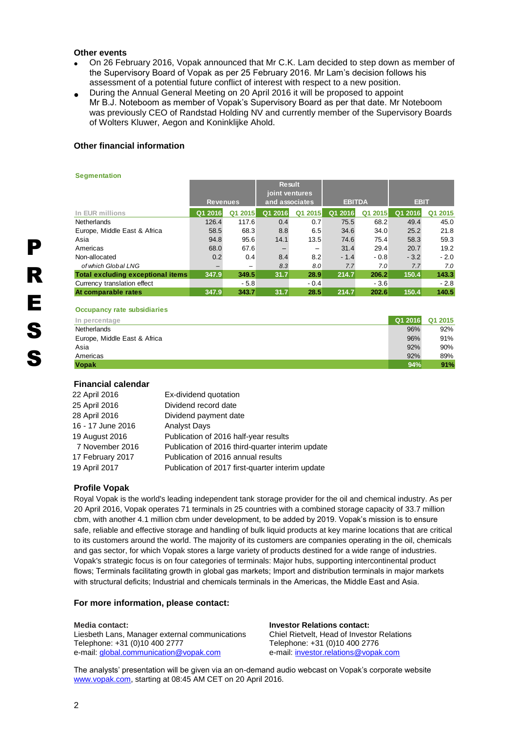### Other events

- On 26 February 2016, Vopak announced that Mr C.K. Lam decided to step down as member of the Supervisory Board of Vopak as per 25 February 2016. Mr Lam's decision follows his assessment of a potential future conflict of interest with respect to a new position.
- During the Annual General Meeting on 20 April 2016 it will be proposed to appoint Mr B.J. Noteboom as member of Vopak's Supervisory Board as per that date. Mr Noteboom was previously CEO of Randstad Holding NV and currently member of the Supervisory Boards of Wolters Kluwer, Aegon and Koninklijke Ahold.

### Other financial information

**Segmentation**

| | Revenues | | Result joint ventures and associates | | EBITDA | | EBIT | |
|---|---|---|---|---|---|---|---|---|
| In EUR millions | Q1 2016 | Q1 2015 | Q1 2016 | Q1 2015 | Q1 2016 | Q1 2015 | Q1 2016 | Q1 2015 |
| Netherlands | 126.4 | 117.6 | 0.4 | 0.7 | 75.5 | 68.2 | 49.4 | 45.0 |
| Europe, Middle East & Africa | 58.5 | 68.3 | 8.8 | 6.5 | 34.6 | 34.0 | 25.2 | 21.8 |
| Asia | 94.8 | 95.6 | 14.1 | 13.5 | 74.6 | 75.4 | 58.3 | 59.3 |
| Americas | 68.0 | 67.6 | – | – | 31.4 | 29.4 | 20.7 | 19.2 |
| Non-allocated | 0.2 | 0.4 | 8.4 | 8.2 | - 1.4 | - 0.8 | - 3.2 | - 2.0 |
| *of which Global LNG* | – | – | *8.3* | *8.0* | *7.7* | *7.0* | *7.7* | *7.0* |
| **Total excluding exceptional items** | **347.9** | **349.5** | **31.7** | **28.9** | **214.7** | **206.2** | **150.4** | **143.3** |
| Currency translation effect | | - 5.8 | | - 0.4 | | - 3.6 | | - 2.8 |
| **At comparable rates** | **347.9** | **343.7** | **31.7** | **28.5** | **214.7** | **202.6** | **150.4** | **140.5** |

**Occupancy rate subsidiaries**

| In percentage | Q1 2016 | Q1 2015 |
|---|---|---|
| Netherlands | 96% | 92% |
| Europe, Middle East & Africa | 96% | 91% |
| Asia | 92% | 90% |
| Americas | 92% | 89% |
| **Vopak** | **94%** | **91%** |

### Financial calendar

| | |
|---|---|
| 22 April 2016 | Ex-dividend quotation |
| 25 April 2016 | Dividend record date |
| 28 April 2016 | Dividend payment date |
| 16 - 17 June 2016 | Analyst Days |
| 19 August 2016 | Publication of 2016 half-year results |
| 7 November 2016 | Publication of 2016 third-quarter interim update |
| 17 February 2017 | Publication of 2016 annual results |
| 19 April 2017 | Publication of 2017 first-quarter interim update |

### Profile Vopak

Royal Vopak is the world's leading independent tank storage provider for the oil and chemical industry. As per 20 April 2016, Vopak operates 71 terminals in 25 countries with a combined storage capacity of 33.7 million cbm, with another 4.1 million cbm under development, to be added by 2019. Vopak's mission is to ensure safe, reliable and effective storage and handling of bulk liquid products at key marine locations that are critical to its customers around the world. The majority of its customers are companies operating in the oil, chemicals and gas sector, for which Vopak stores a large variety of products destined for a wide range of industries. Vopak's strategic focus is on four categories of terminals: Major hubs, supporting intercontinental product flows; Terminals facilitating growth in global gas markets; Import and distribution terminals in major markets with structural deficits; Industrial and chemicals terminals in the Americas, the Middle East and Asia.

### For more information, please contact:

**Media contact:**
Liesbeth Lans, Manager external communications
Telephone: +31 (0)10 400 2777
e-mail: global.communication@vopak.com

**Investor Relations contact:**
Chiel Rietvelt, Head of Investor Relations
Telephone: +31 (0)10 400 2776
e-mail: investor.relations@vopak.com

The analysts' presentation will be given via an on-demand audio webcast on Vopak's corporate website www.vopak.com, starting at 08:45 AM CET on 20 April 2016.